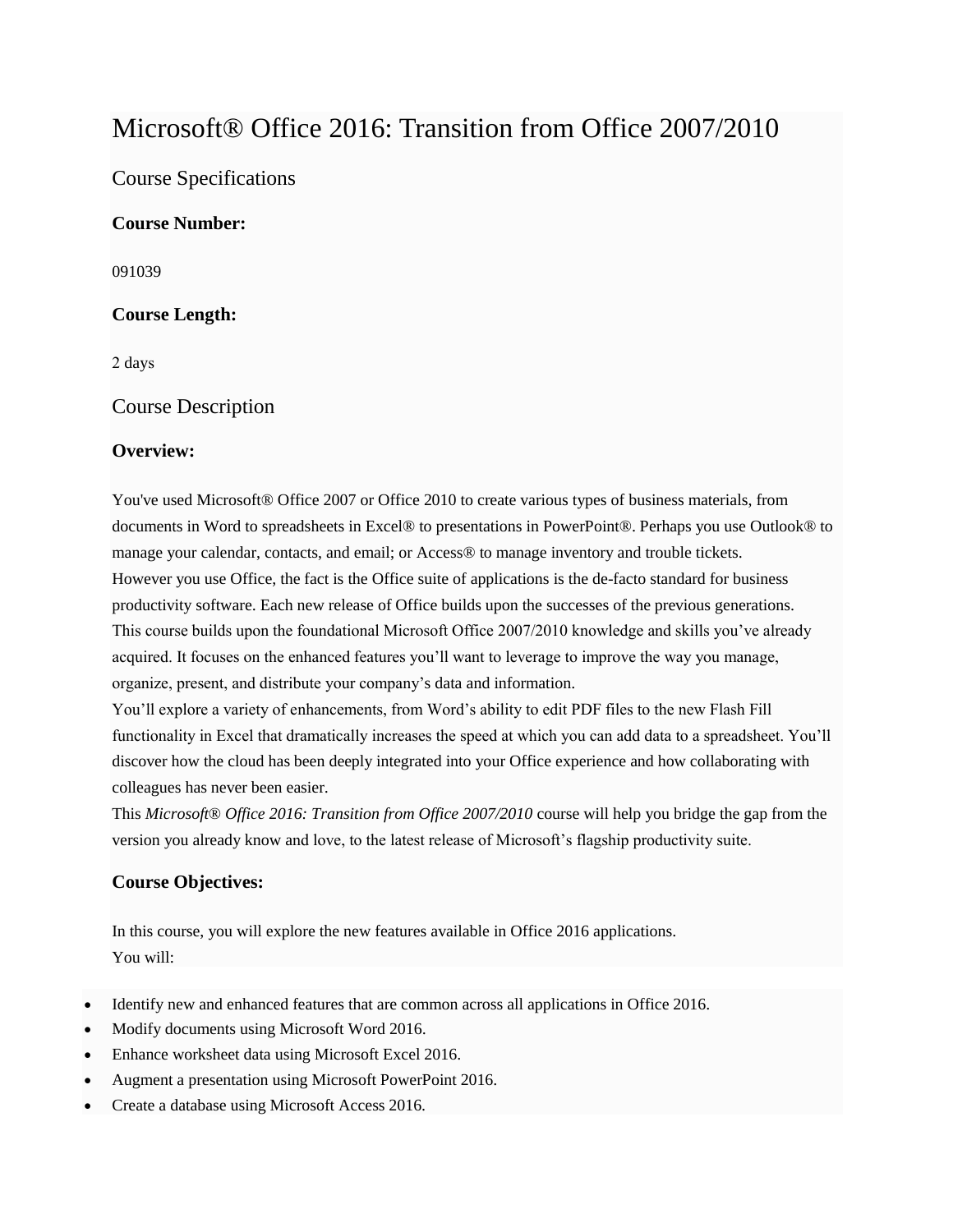# Microsoft® Office 2016: Transition from Office 2007/2010

## Course Specifications

### Course Number:

091039

### Course Length:

2 days

## Course Description

### Overview:

You've used Microsoft® Office 2007 or Office 2010 to create various types of business materials, from documents in Word to spreadsheets in Excel® to presentations in PowerPoint®. Perhaps you use Outlook® to manage your calendar, contacts, and email; or Access® to manage inventory and trouble tickets.
However you use Office, the fact is the Office suite of applications is the de-facto standard for business productivity software. Each new release of Office builds upon the successes of the previous generations.
This course builds upon the foundational Microsoft Office 2007/2010 knowledge and skills you've already acquired. It focuses on the enhanced features you'll want to leverage to improve the way you manage, organize, present, and distribute your company's data and information.
You'll explore a variety of enhancements, from Word's ability to edit PDF files to the new Flash Fill functionality in Excel that dramatically increases the speed at which you can add data to a spreadsheet. You'll discover how the cloud has been deeply integrated into your Office experience and how collaborating with colleagues has never been easier.
This *Microsoft® Office 2016: Transition from Office 2007/2010* course will help you bridge the gap from the version you already know and love, to the latest release of Microsoft's flagship productivity suite.

### Course Objectives:

In this course, you will explore the new features available in Office 2016 applications.
You will:

- Identify new and enhanced features that are common across all applications in Office 2016.
- Modify documents using Microsoft Word 2016.
- Enhance worksheet data using Microsoft Excel 2016.
- Augment a presentation using Microsoft PowerPoint 2016.
- Create a database using Microsoft Access 2016.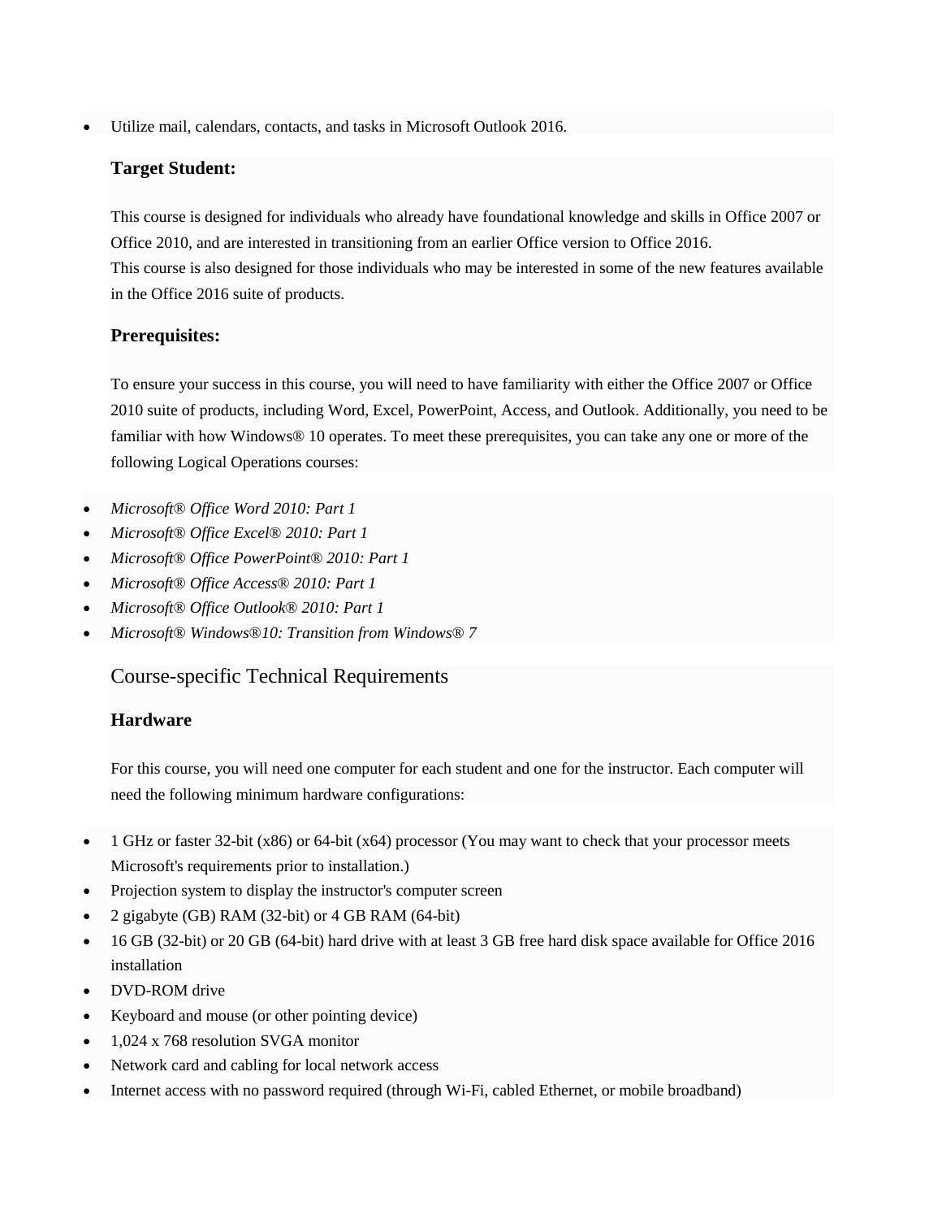- Utilize mail, calendars, contacts, and tasks in Microsoft Outlook 2016.

### Target Student:

This course is designed for individuals who already have foundational knowledge and skills in Office 2007 or Office 2010, and are interested in transitioning from an earlier Office version to Office 2016.
This course is also designed for those individuals who may be interested in some of the new features available in the Office 2016 suite of products.

### Prerequisites:

To ensure your success in this course, you will need to have familiarity with either the Office 2007 or Office 2010 suite of products, including Word, Excel, PowerPoint, Access, and Outlook. Additionally, you need to be familiar with how Windows® 10 operates. To meet these prerequisites, you can take any one or more of the following Logical Operations courses:

- *Microsoft® Office Word 2010: Part 1*
- *Microsoft® Office Excel® 2010: Part 1*
- *Microsoft® Office PowerPoint® 2010: Part 1*
- *Microsoft® Office Access® 2010: Part 1*
- *Microsoft® Office Outlook® 2010: Part 1*
- *Microsoft® Windows®10: Transition from Windows® 7*

## Course-specific Technical Requirements

### Hardware

For this course, you will need one computer for each student and one for the instructor. Each computer will need the following minimum hardware configurations:

- 1 GHz or faster 32-bit (x86) or 64-bit (x64) processor (You may want to check that your processor meets Microsoft's requirements prior to installation.)
- Projection system to display the instructor's computer screen
- 2 gigabyte (GB) RAM (32-bit) or 4 GB RAM (64-bit)
- 16 GB (32-bit) or 20 GB (64-bit) hard drive with at least 3 GB free hard disk space available for Office 2016 installation
- DVD-ROM drive
- Keyboard and mouse (or other pointing device)
- 1,024 x 768 resolution SVGA monitor
- Network card and cabling for local network access
- Internet access with no password required (through Wi-Fi, cabled Ethernet, or mobile broadband)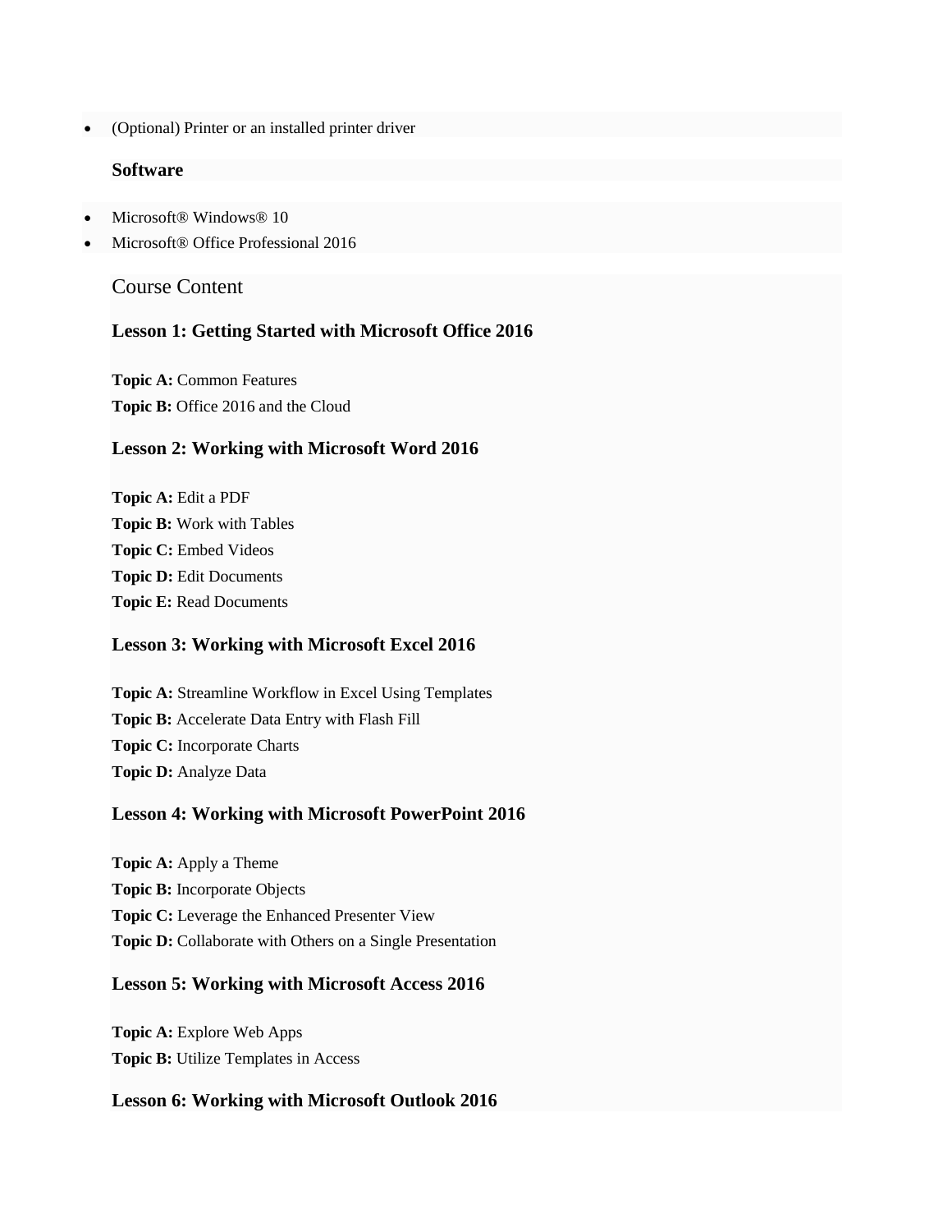- (Optional) Printer or an installed printer driver

### Software

- Microsoft® Windows® 10
- Microsoft® Office Professional 2016

## Course Content

### Lesson 1: Getting Started with Microsoft Office 2016

**Topic A:** Common Features
**Topic B:** Office 2016 and the Cloud

### Lesson 2: Working with Microsoft Word 2016

**Topic A:** Edit a PDF
**Topic B:** Work with Tables
**Topic C:** Embed Videos
**Topic D:** Edit Documents
**Topic E:** Read Documents

### Lesson 3: Working with Microsoft Excel 2016

**Topic A:** Streamline Workflow in Excel Using Templates
**Topic B:** Accelerate Data Entry with Flash Fill
**Topic C:** Incorporate Charts
**Topic D:** Analyze Data

### Lesson 4: Working with Microsoft PowerPoint 2016

**Topic A:** Apply a Theme
**Topic B:** Incorporate Objects
**Topic C:** Leverage the Enhanced Presenter View
**Topic D:** Collaborate with Others on a Single Presentation

### Lesson 5: Working with Microsoft Access 2016

**Topic A:** Explore Web Apps
**Topic B:** Utilize Templates in Access

### Lesson 6: Working with Microsoft Outlook 2016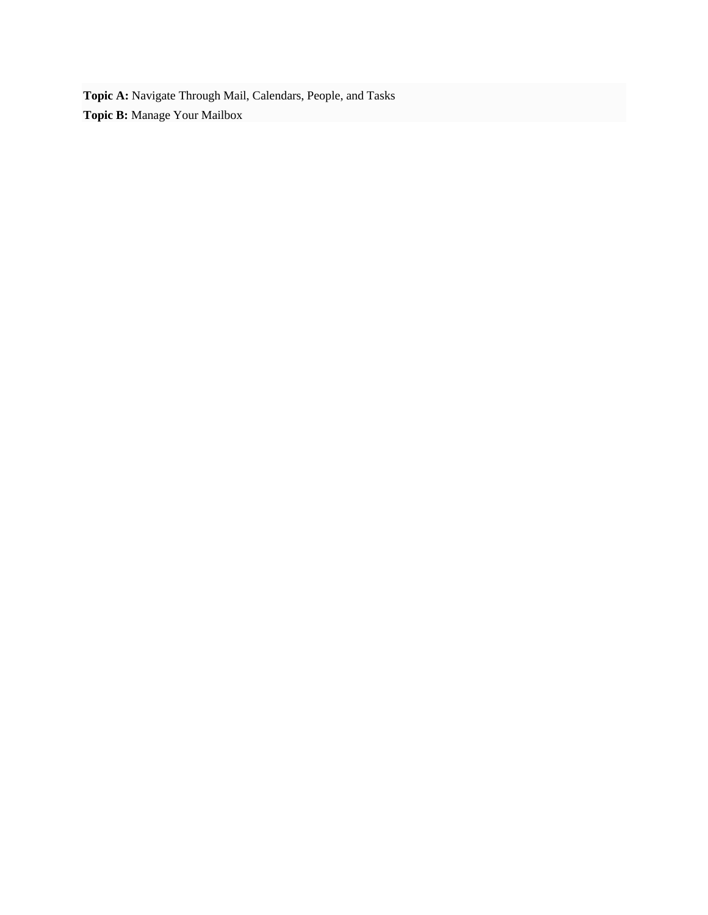**Topic A:** Navigate Through Mail, Calendars, People, and Tasks

**Topic B:** Manage Your Mailbox